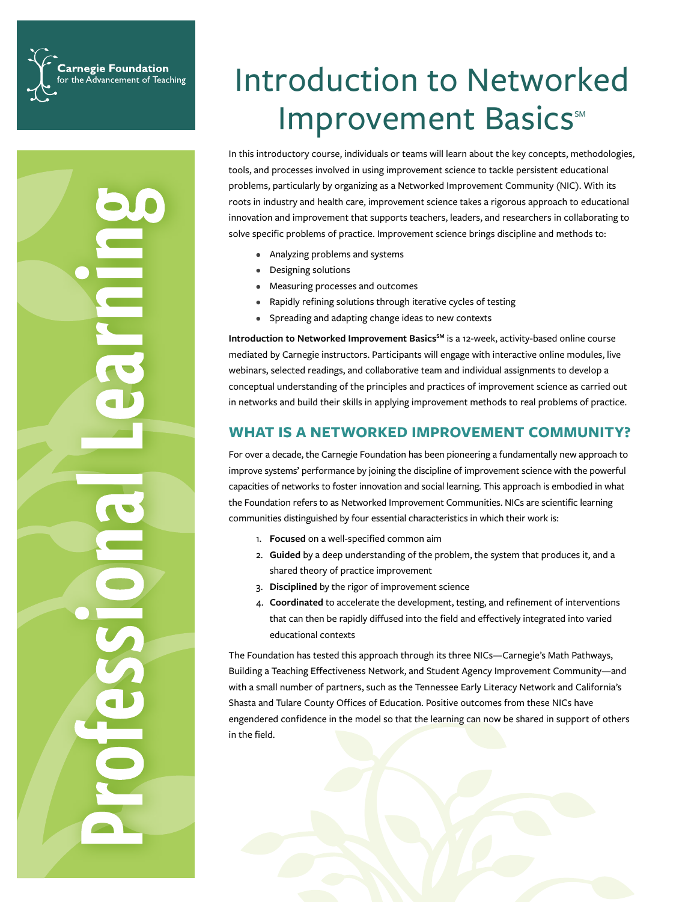Carnegie Foundation for the Advancement of Teaching

Professional Learning

# Introduction to Networked Improvement Basics℠

In this introductory course, individuals or teams will learn about the key concepts, methodologies, tools, and processes involved in using improvement science to tackle persistent educational problems, particularly by organizing as a Networked Improvement Community (NIC). With its roots in industry and health care, improvement science takes a rigorous approach to educational innovation and improvement that supports teachers, leaders, and researchers in collaborating to solve specific problems of practice. Improvement science brings discipline and methods to:

- Analyzing problems and systems
- Designing solutions
- Measuring processes and outcomes
- Rapidly refining solutions through iterative cycles of testing
- Spreading and adapting change ideas to new contexts

**Introduction to Networked Improvement Basics℠** is a 12-week, activity-based online course mediated by Carnegie instructors. Participants will engage with interactive online modules, live webinars, selected readings, and collaborative team and individual assignments to develop a conceptual understanding of the principles and practices of improvement science as carried out in networks and build their skills in applying improvement methods to real problems of practice.

## WHAT IS A NETWORKED IMPROVEMENT COMMUNITY?

For over a decade, the Carnegie Foundation has been pioneering a fundamentally new approach to improve systems' performance by joining the discipline of improvement science with the powerful capacities of networks to foster innovation and social learning. This approach is embodied in what the Foundation refers to as Networked Improvement Communities. NICs are scientific learning communities distinguished by four essential characteristics in which their work is:

1. **Focused** on a well-specified common aim
2. **Guided** by a deep understanding of the problem, the system that produces it, and a shared theory of practice improvement
3. **Disciplined** by the rigor of improvement science
4. **Coordinated** to accelerate the development, testing, and refinement of interventions that can then be rapidly diffused into the field and effectively integrated into varied educational contexts

The Foundation has tested this approach through its three NICs—Carnegie's Math Pathways, Building a Teaching Effectiveness Network, and Student Agency Improvement Community—and with a small number of partners, such as the Tennessee Early Literacy Network and California's Shasta and Tulare County Offices of Education. Positive outcomes from these NICs have engendered confidence in the model so that the learning can now be shared in support of others in the field.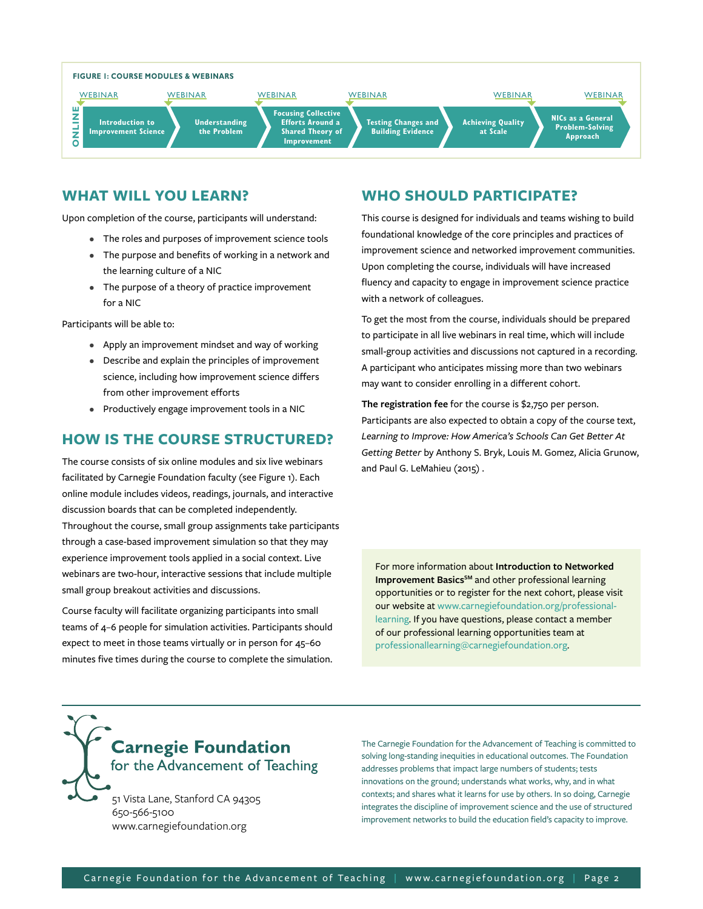**FIGURE 1: COURSE MODULES & WEBINARS**

ONLINE

WEBINAR — Introduction to Improvement Science

WEBINAR — Understanding the Problem

WEBINAR — Focusing Collective Efforts Around a Shared Theory of Improvement

WEBINAR — Testing Changes and Building Evidence

WEBINAR — Achieving Quality at Scale

WEBINAR — NICs as a General Problem-Solving Approach

## WHAT WILL YOU LEARN?

Upon completion of the course, participants will understand:

- The roles and purposes of improvement science tools
- The purpose and benefits of working in a network and the learning culture of a NIC
- The purpose of a theory of practice improvement for a NIC

Participants will be able to:

- Apply an improvement mindset and way of working
- Describe and explain the principles of improvement science, including how improvement science differs from other improvement efforts
- Productively engage improvement tools in a NIC

## HOW IS THE COURSE STRUCTURED?

The course consists of six online modules and six live webinars facilitated by Carnegie Foundation faculty (see Figure 1). Each online module includes videos, readings, journals, and interactive discussion boards that can be completed independently. Throughout the course, small group assignments take participants through a case-based improvement simulation so that they may experience improvement tools applied in a social context. Live webinars are two-hour, interactive sessions that include multiple small group breakout activities and discussions.

Course faculty will facilitate organizing participants into small teams of 4–6 people for simulation activities. Participants should expect to meet in those teams virtually or in person for 45–60 minutes five times during the course to complete the simulation.

## WHO SHOULD PARTICIPATE?

This course is designed for individuals and teams wishing to build foundational knowledge of the core principles and practices of improvement science and networked improvement communities. Upon completing the course, individuals will have increased fluency and capacity to engage in improvement science practice with a network of colleagues.

To get the most from the course, individuals should be prepared to participate in all live webinars in real time, which will include small-group activities and discussions not captured in a recording. A participant who anticipates missing more than two webinars may want to consider enrolling in a different cohort.

**The registration fee** for the course is $2,750 per person. Participants are also expected to obtain a copy of the course text, *Learning to Improve: How America's Schools Can Get Better At Getting Better* by Anthony S. Bryk, Louis M. Gomez, Alicia Grunow, and Paul G. LeMahieu (2015) .

For more information about **Introduction to Networked Improvement Basics**℠ and other professional learning opportunities or to register for the next cohort, please visit our website at www.carnegiefoundation.org/professional-learning. If you have questions, please contact a member of our professional learning opportunities team at professionallearning@carnegiefoundation.org.

---

**Carnegie Foundation**
for the Advancement of Teaching

51 Vista Lane, Stanford CA 94305
650-566-5100
www.carnegiefoundation.org

The Carnegie Foundation for the Advancement of Teaching is committed to solving long-standing inequities in educational outcomes. The Foundation addresses problems that impact large numbers of students; tests innovations on the ground; understands what works, why, and in what contexts; and shares what it learns for use by others. In so doing, Carnegie integrates the discipline of improvement science and the use of structured improvement networks to build the education field's capacity to improve.